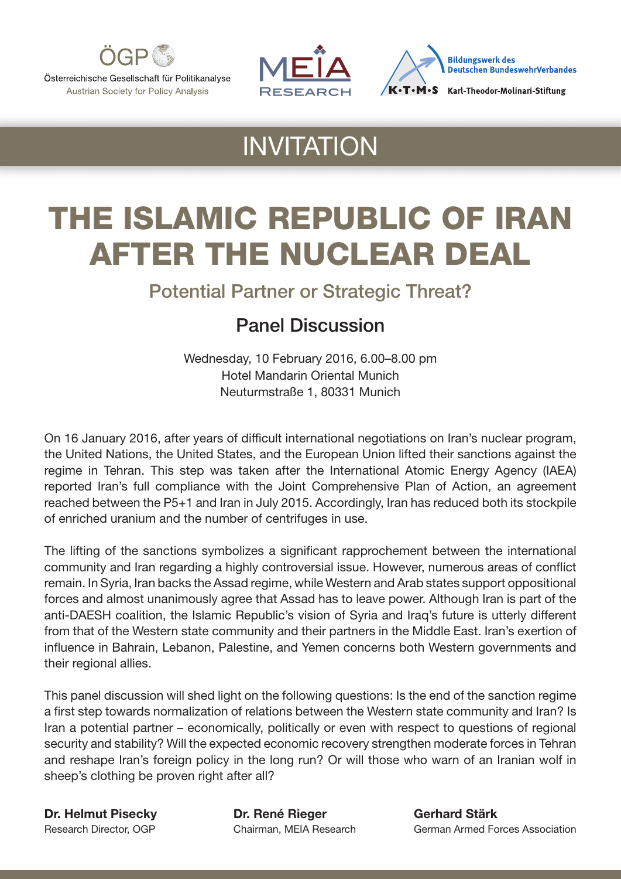ÖGP
Österreichische Gesellschaft für Politikanalyse
Austrian Society for Policy Analysis

MEIA RESEARCH

Bildungswerk des Deutschen BundeswehrVerbandes
K·T·M·S Karl-Theodor-Molinari-Stiftung

# INVITATION

# THE ISLAMIC REPUBLIC OF IRAN AFTER THE NUCLEAR DEAL

## Potential Partner or Strategic Threat?

## Panel Discussion

Wednesday, 10 February 2016, 6.00–8.00 pm
Hotel Mandarin Oriental Munich
Neuturmstraße 1, 80331 Munich

On 16 January 2016, after years of difficult international negotiations on Iran's nuclear program, the United Nations, the United States, and the European Union lifted their sanctions against the regime in Tehran. This step was taken after the International Atomic Energy Agency (IAEA) reported Iran's full compliance with the Joint Comprehensive Plan of Action, an agreement reached between the P5+1 and Iran in July 2015. Accordingly, Iran has reduced both its stockpile of enriched uranium and the number of centrifuges in use.

The lifting of the sanctions symbolizes a significant rapprochement between the international community and Iran regarding a highly controversial issue. However, numerous areas of conflict remain. In Syria, Iran backs the Assad regime, while Western and Arab states support oppositional forces and almost unanimously agree that Assad has to leave power. Although Iran is part of the anti-DAESH coalition, the Islamic Republic's vision of Syria and Iraq's future is utterly different from that of the Western state community and their partners in the Middle East. Iran's exertion of influence in Bahrain, Lebanon, Palestine, and Yemen concerns both Western governments and their regional allies.

This panel discussion will shed light on the following questions: Is the end of the sanction regime a first step towards normalization of relations between the Western state community and Iran? Is Iran a potential partner – economically, politically or even with respect to questions of regional security and stability? Will the expected economic recovery strengthen moderate forces in Tehran and reshape Iran's foreign policy in the long run? Or will those who warn of an Iranian wolf in sheep's clothing be proven right after all?

**Dr. Helmut Pisecky**
Research Director, OGP

**Dr. René Rieger**
Chairman, MEIA Research

**Gerhard Stärk**
German Armed Forces Association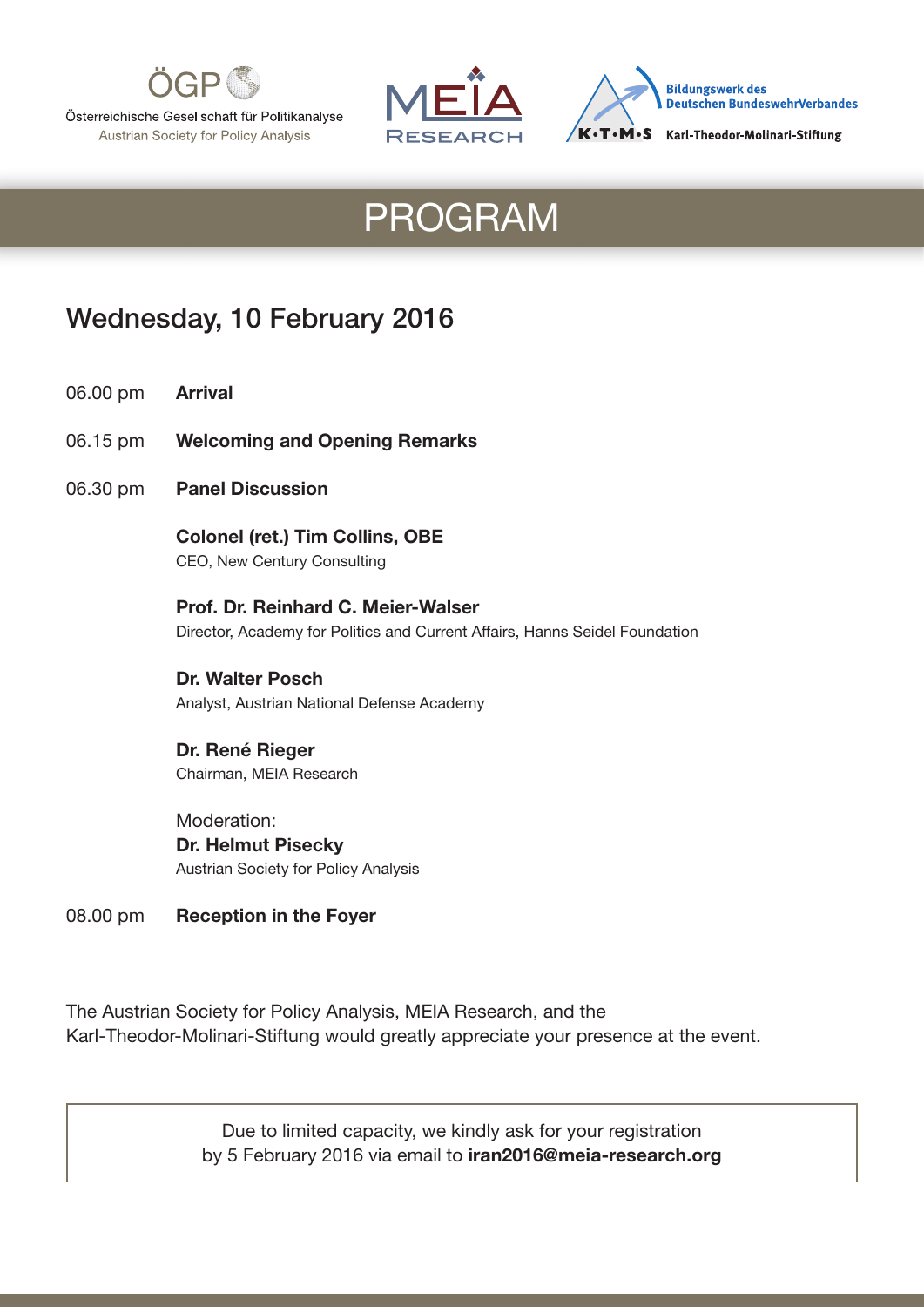ÖGP

Österreichische Gesellschaft für Politikanalyse
Austrian Society for Policy Analysis

MEIA RESEARCH

Bildungswerk des Deutschen BundeswehrVerbandes

K·T·M·S Karl-Theodor-Molinari-Stiftung

# PROGRAM

## Wednesday, 10 February 2016

06.00 pm **Arrival**

06.15 pm **Welcoming and Opening Remarks**

06.30 pm **Panel Discussion**

**Colonel (ret.) Tim Collins, OBE**
CEO, New Century Consulting

**Prof. Dr. Reinhard C. Meier-Walser**
Director, Academy for Politics and Current Affairs, Hanns Seidel Foundation

**Dr. Walter Posch**
Analyst, Austrian National Defense Academy

**Dr. René Rieger**
Chairman, MEIA Research

Moderation:
**Dr. Helmut Pisecky**
Austrian Society for Policy Analysis

08.00 pm **Reception in the Foyer**

The Austrian Society for Policy Analysis, MEIA Research, and the Karl-Theodor-Molinari-Stiftung would greatly appreciate your presence at the event.

Due to limited capacity, we kindly ask for your registration by 5 February 2016 via email to **iran2016@meia-research.org**